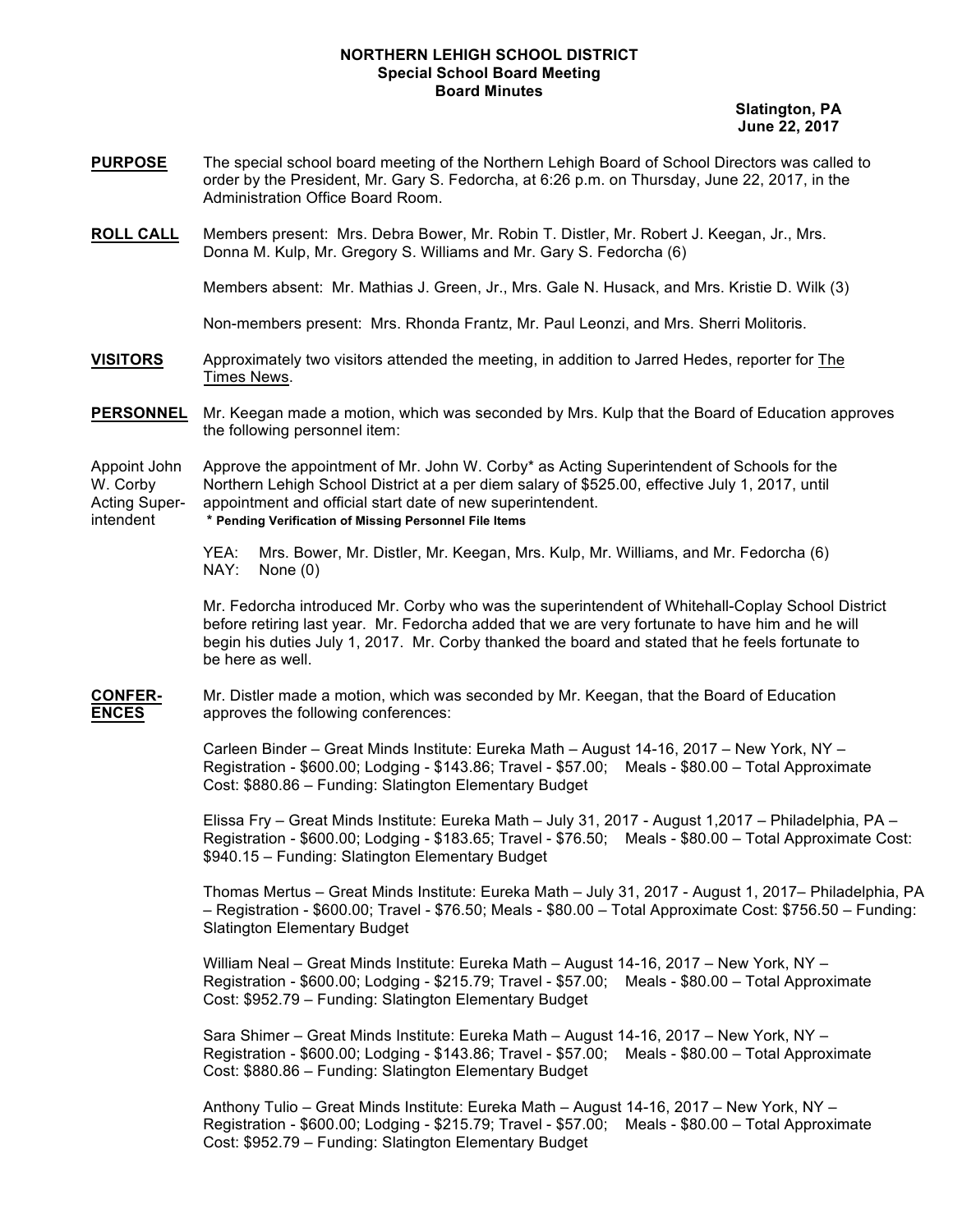**NORTHERN LEHIGH SCHOOL DISTRICT**
**Special School Board Meeting**
**Board Minutes**

**Slatington, PA**
**June 22, 2017**

**PURPOSE** The special school board meeting of the Northern Lehigh Board of School Directors was called to order by the President, Mr. Gary S. Fedorcha, at 6:26 p.m. on Thursday, June 22, 2017, in the Administration Office Board Room.

**ROLL CALL** Members present: Mrs. Debra Bower, Mr. Robin T. Distler, Mr. Robert J. Keegan, Jr., Mrs. Donna M. Kulp, Mr. Gregory S. Williams and Mr. Gary S. Fedorcha (6)

Members absent: Mr. Mathias J. Green, Jr., Mrs. Gale N. Husack, and Mrs. Kristie D. Wilk (3)

Non-members present: Mrs. Rhonda Frantz, Mr. Paul Leonzi, and Mrs. Sherri Molitoris.

**VISITORS** Approximately two visitors attended the meeting, in addition to Jarred Hedes, reporter for The Times News.

**PERSONNEL** Mr. Keegan made a motion, which was seconded by Mrs. Kulp that the Board of Education approves the following personnel item:

Appoint John W. Corby Acting Superintendent — Approve the appointment of Mr. John W. Corby* as Acting Superintendent of Schools for the Northern Lehigh School District at a per diem salary of $525.00, effective July 1, 2017, until appointment and official start date of new superintendent.
**\* Pending Verification of Missing Personnel File Items**

YEA: Mrs. Bower, Mr. Distler, Mr. Keegan, Mrs. Kulp, Mr. Williams, and Mr. Fedorcha (6)
NAY: None (0)

Mr. Fedorcha introduced Mr. Corby who was the superintendent of Whitehall-Coplay School District before retiring last year. Mr. Fedorcha added that we are very fortunate to have him and he will begin his duties July 1, 2017. Mr. Corby thanked the board and stated that he feels fortunate to be here as well.

**CONFERENCES** Mr. Distler made a motion, which was seconded by Mr. Keegan, that the Board of Education approves the following conferences:

Carleen Binder – Great Minds Institute: Eureka Math – August 14-16, 2017 – New York, NY – Registration - $600.00; Lodging - $143.86; Travel - $57.00; Meals - $80.00 – Total Approximate Cost: $880.86 – Funding: Slatington Elementary Budget

Elissa Fry – Great Minds Institute: Eureka Math – July 31, 2017 - August 1,2017 – Philadelphia, PA – Registration - $600.00; Lodging - $183.65; Travel - $76.50; Meals - $80.00 – Total Approximate Cost: $940.15 – Funding: Slatington Elementary Budget

Thomas Mertus – Great Minds Institute: Eureka Math – July 31, 2017 - August 1, 2017– Philadelphia, PA – Registration - $600.00; Travel - $76.50; Meals - $80.00 – Total Approximate Cost: $756.50 – Funding: Slatington Elementary Budget

William Neal – Great Minds Institute: Eureka Math – August 14-16, 2017 – New York, NY – Registration - $600.00; Lodging - $215.79; Travel - $57.00; Meals - $80.00 – Total Approximate Cost: $952.79 – Funding: Slatington Elementary Budget

Sara Shimer – Great Minds Institute: Eureka Math – August 14-16, 2017 – New York, NY – Registration - $600.00; Lodging - $143.86; Travel - $57.00; Meals - $80.00 – Total Approximate Cost: $880.86 – Funding: Slatington Elementary Budget

Anthony Tulio – Great Minds Institute: Eureka Math – August 14-16, 2017 – New York, NY – Registration - $600.00; Lodging - $215.79; Travel - $57.00; Meals - $80.00 – Total Approximate Cost: $952.79 – Funding: Slatington Elementary Budget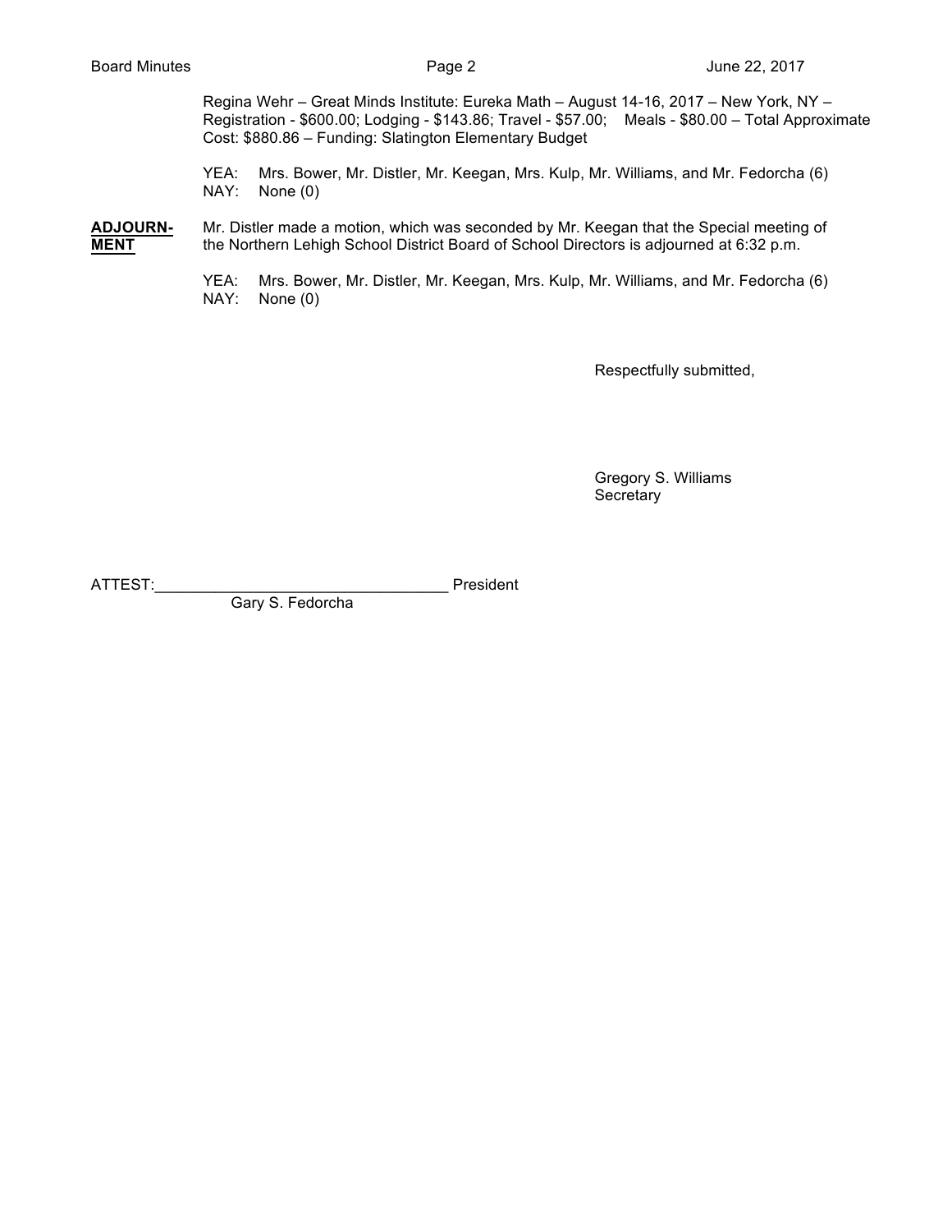Regina Wehr – Great Minds Institute: Eureka Math – August 14-16, 2017 – New York, NY – Registration - $600.00; Lodging - $143.86; Travel - $57.00; Meals - $80.00 – Total Approximate Cost: $880.86 – Funding: Slatington Elementary Budget

YEA: Mrs. Bower, Mr. Distler, Mr. Keegan, Mrs. Kulp, Mr. Williams, and Mr. Fedorcha (6)
NAY: None (0)

**ADJOURNMENT**

Mr. Distler made a motion, which was seconded by Mr. Keegan that the Special meeting of the Northern Lehigh School District Board of School Directors is adjourned at 6:32 p.m.

YEA: Mrs. Bower, Mr. Distler, Mr. Keegan, Mrs. Kulp, Mr. Williams, and Mr. Fedorcha (6)
NAY: None (0)

Respectfully submitted,

Gregory S. Williams
Secretary

ATTEST:_________________________________ President
Gary S. Fedorcha